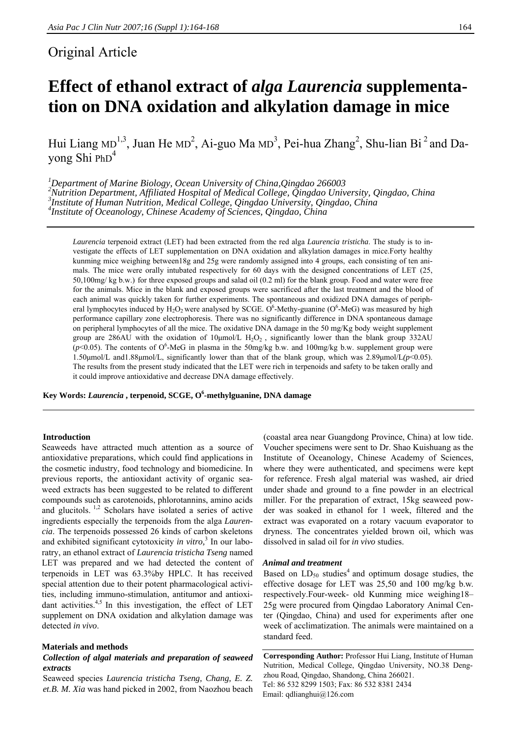Original Article

# Effect of ethanol extract of *alga Laurencia* supplementation on DNA oxidation and alkylation damage in mice

Hui Liang MD[1,3], Juan He MD[2], Ai-guo Ma MD[3], Pei-hua Zhang[2], Shu-lian Bi[2] and Da-yong Shi PhD[4]

[1]*Department of Marine Biology, Ocean University of China,Qingdao 266003*
[2]*Nutrition Department, Affiliated Hospital of Medical College, Qingdao University, Qingdao, China*
[3]*Institute of Human Nutrition, Medical College, Qingdao University, Qingdao, China*
[4]*Institute of Oceanology, Chinese Academy of Sciences, Qingdao, China*

*Laurencia* terpenoid extract (LET) had been extracted from the red alga *Laurencia tristicha*. The study is to investigate the effects of LET supplementation on DNA oxidation and alkylation damages in mice.Forty healthy kunming mice weighing between18g and 25g were randomly assigned into 4 groups, each consisting of ten animals. The mice were orally intubated respectively for 60 days with the designed concentrations of LET (25, 50,100mg/ kg b.w.) for three exposed groups and salad oil (0.2 ml) for the blank group. Food and water were free for the animals. Mice in the blank and exposed groups were sacrificed after the last treatment and the blood of each animal was quickly taken for further experiments. The spontaneous and oxidized DNA damages of peripheral lymphocytes induced by $H_2O_2$ were analysed by SCGE. $O^6$-Methy-guanine ($O^6$-MeG) was measured by high performance capillary zone electrophoresis. There was no significantly difference in DNA spontaneous damage on peripheral lymphocytes of all the mice. The oxidative DNA damage in the 50 mg/Kg body weight supplement group are 286AU with the oxidation of 10μmol/L $H_2O_2$ , significantly lower than the blank group 332AU ($p$<0.05). The contents of $O^6$-MeG in plasma in the 50mg/kg b.w. and 100mg/kg b.w. supplement group were 1.50μmol/L and1.88μmol/L, significantly lower than that of the blank group, which was 2.89μmol/L($p$<0.05). The results from the present study indicated that the LET were rich in terpenoids and safety to be taken orally and it could improve antioxidative and decrease DNA damage effectively.

**Key Words: *Laurencia* , terpenoid, SCGE, $O^6$-methylguanine, DNA damage**

## Introduction

Seaweeds have attracted much attention as a source of antioxidative preparations, which could find applications in the cosmetic industry, food technology and biomedicine. In previous reports, the antioxidant activity of organic seaweed extracts has been suggested to be related to different compounds such as carotenoids, phlorotannins, amino acids and glucitols. [1,2] Scholars have isolated a series of active ingredients especially the terpenoids from the alga *Laurencia*. The terpenoids possessed 26 kinds of carbon skeletons and exhibited significant cytotoxicity *in vitro,*[3] In our laboratry, an ethanol extract of *Laurencia tristicha Tseng* named LET was prepared and we had detected the content of terpenoids in LET was 63.3%by HPLC. It has received special attention due to their potent pharmacological activities, including immuno-stimulation, antitumor and antioxidant activities.[4,5] In this investigation, the effect of LET supplement on DNA oxidation and alkylation damage was detected *in vivo*.

## Materials and methods

### *Collection of algal materials and preparation of seaweed extracts*

Seaweed species *Laurencia tristicha Tseng, Chang, E. Z. et.B. M. Xia* was hand picked in 2002, from Naozhou beach (coastal area near Guangdong Province, China) at low tide. Voucher specimens were sent to Dr. Shao Kuishuang as the Institute of Oceanology, Chinese Academy of Sciences, where they were authenticated, and specimens were kept for reference. Fresh algal material was washed, air dried under shade and ground to a fine powder in an electrical miller. For the preparation of extract, 15kg seaweed powder was soaked in ethanol for 1 week, filtered and the extract was evaporated on a rotary vacuum evaporator to dryness. The concentrates yielded brown oil, which was dissolved in salad oil for *in vivo* studies.

### *Animal and treatment*

Based on $LD_{50}$ studies[4] and optimum dosage studies, the effective dosage for LET was 25,50 and 100 mg/kg b.w. respectively.Four-week- old Kunming mice weighing18–25g were procured from Qingdao Laboratory Animal Center (Qingdao, China) and used for experiments after one week of acclimatization. The animals were maintained on a standard feed.

**Corresponding Author:** Professor Hui Liang, Institute of Human Nutrition, Medical College, Qingdao University, NO.38 Dengzhou Road, Qingdao, Shandong, China 266021.
Tel: 86 532 8299 1503; Fax: 86 532 8381 2434
Email: qdlianghui@126.com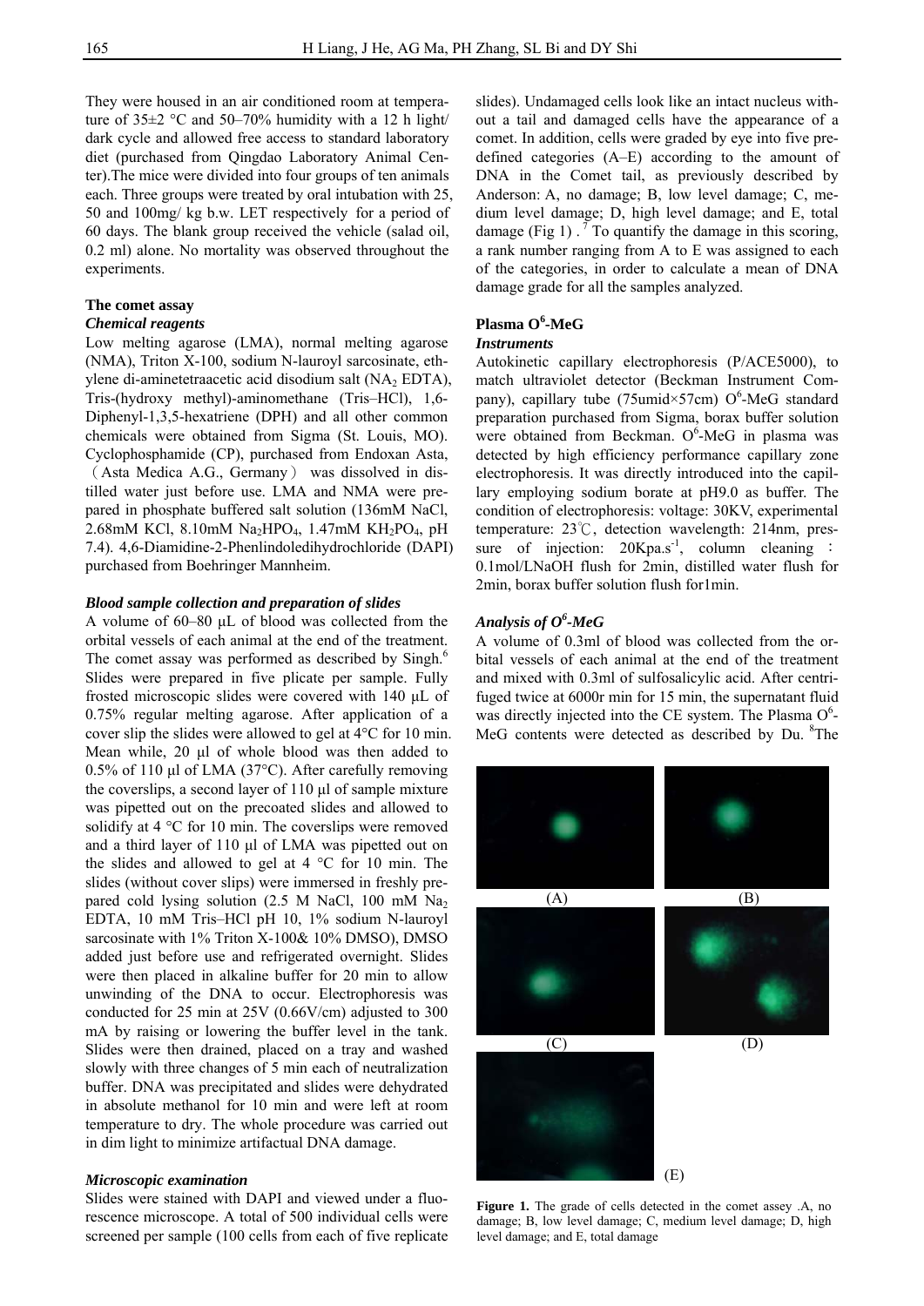They were housed in an air conditioned room at temperature of 35±2 °C and 50–70% humidity with a 12 h light/dark cycle and allowed free access to standard laboratory diet (purchased from Qingdao Laboratory Animal Center).The mice were divided into four groups of ten animals each. Three groups were treated by oral intubation with 25, 50 and 100mg/ kg b.w. LET respectively for a period of 60 days. The blank group received the vehicle (salad oil, 0.2 ml) alone. No mortality was observed throughout the experiments.

### The comet assay

#### *Chemical reagents*

Low melting agarose (LMA), normal melting agarose (NMA), Triton X-100, sodium N-lauroyl sarcosinate, ethylene di-aminetetraacetic acid disodium salt ($NA_2$ EDTA), Tris-(hydroxy methyl)-aminomethane (Tris–HCl), 1,6-Diphenyl-1,3,5-hexatriene (DPH) and all other common chemicals were obtained from Sigma (St. Louis, MO). Cyclophosphamide (CP), purchased from Endoxan Asta, （Asta Medica A.G., Germany） was dissolved in distilled water just before use. LMA and NMA were prepared in phosphate buffered salt solution (136mM NaCl, 2.68mM KCl, 8.10mM $Na_2HPO_4$, 1.47mM $KH_2PO_4$, pH 7.4). 4,6-Diamidine-2-Phenlindoledihydrochloride (DAPI) purchased from Boehringer Mannheim.

#### *Blood sample collection and preparation of slides*

A volume of 60–80 µL of blood was collected from the orbital vessels of each animal at the end of the treatment. The comet assay was performed as described by Singh.[6] Slides were prepared in five plicate per sample. Fully frosted microscopic slides were covered with 140 µL of 0.75% regular melting agarose. After application of a cover slip the slides were allowed to gel at 4°C for 10 min. Mean while, 20 µl of whole blood was then added to 0.5% of 110 µl of LMA (37°C). After carefully removing the coverslips, a second layer of 110 µl of sample mixture was pipetted out on the precoated slides and allowed to solidify at 4 °C for 10 min. The coverslips were removed and a third layer of 110 µl of LMA was pipetted out on the slides and allowed to gel at 4 °C for 10 min. The slides (without cover slips) were immersed in freshly prepared cold lysing solution (2.5 M NaCl, 100 mM $Na_2$ EDTA, 10 mM Tris–HCl pH 10, 1% sodium N-lauroyl sarcosinate with 1% Triton X-100& 10% DMSO), DMSO added just before use and refrigerated overnight. Slides were then placed in alkaline buffer for 20 min to allow unwinding of the DNA to occur. Electrophoresis was conducted for 25 min at 25V (0.66V/cm) adjusted to 300 mA by raising or lowering the buffer level in the tank. Slides were then drained, placed on a tray and washed slowly with three changes of 5 min each of neutralization buffer. DNA was precipitated and slides were dehydrated in absolute methanol for 10 min and were left at room temperature to dry. The whole procedure was carried out in dim light to minimize artifactual DNA damage.

#### *Microscopic examination*

Slides were stained with DAPI and viewed under a fluorescence microscope. A total of 500 individual cells were screened per sample (100 cells from each of five replicate slides). Undamaged cells look like an intact nucleus without a tail and damaged cells have the appearance of a comet. In addition, cells were graded by eye into five predefined categories (A–E) according to the amount of DNA in the Comet tail, as previously described by Anderson: A, no damage; B, low level damage; C, medium level damage; D, high level damage; and E, total damage (Fig 1) .[7] To quantify the damage in this scoring, a rank number ranging from A to E was assigned to each of the categories, in order to calculate a mean of DNA damage grade for all the samples analyzed.

### Plasma $O^6$-MeG

#### *Instruments*

Autokinetic capillary electrophoresis (P/ACE5000), to match ultraviolet detector (Beckman Instrument Company), capillary tube (75umid×57cm) $O^6$-MeG standard preparation purchased from Sigma, borax buffer solution were obtained from Beckman. $O^6$-MeG in plasma was detected by high efficiency performance capillary zone electrophoresis. It was directly introduced into the capillary employing sodium borate at pH9.0 as buffer. The condition of electrophoresis: voltage: 30KV, experimental temperature: 23℃, detection wavelength: 214nm, pressure of injection: $20Kpa.s^{-1}$, column cleaning ： 0.1mol/LNaOH flush for 2min, distilled water flush for 2min, borax buffer solution flush for1min.

#### *Analysis of $O^6$-MeG*

A volume of 0.3ml of blood was collected from the orbital vessels of each animal at the end of the treatment and mixed with 0.3ml of sulfosalicylic acid. After centrifuged twice at 6000r min for 15 min, the supernatant fluid was directly injected into the CE system. The Plasma $O^6$-MeG contents were detected as described by Du. [8]The

(A) (B) (C) (D) (E)

**Figure 1.** The grade of cells detected in the comet assey .A, no damage; B, low level damage; C, medium level damage; D, high level damage; and E, total damage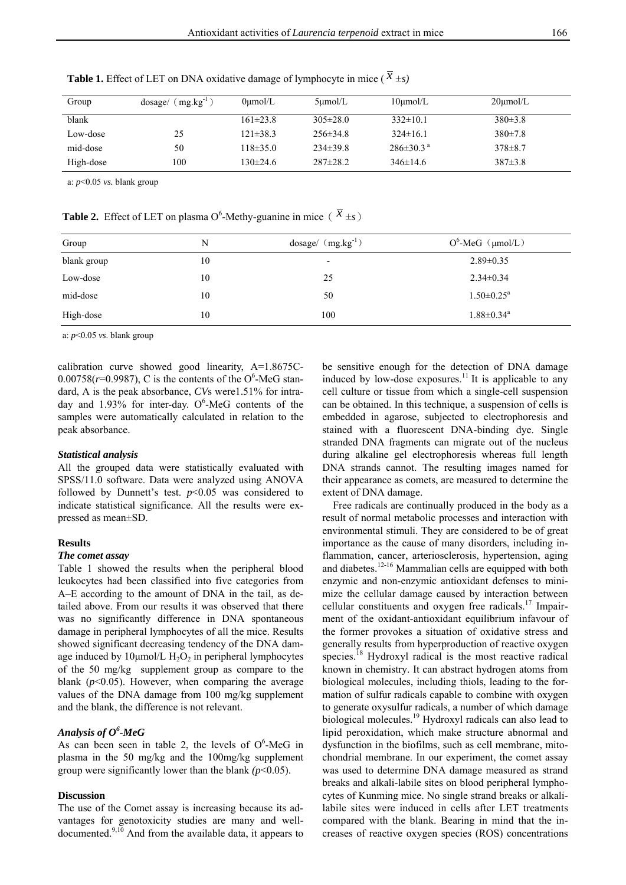**Table 1.** Effect of LET on DNA oxidative damage of lymphocyte in mice ( $\overline{X} \pm s$)

| Group | dosage/（mg.kg$^{-1}$） | 0μmol/L | 5μmol/L | 10μmol/L | 20μmol/L |
|---|---|---|---|---|---|
| blank | | 161±23.8 | 305±28.0 | 332±10.1 | 380±3.8 |
| Low-dose | 25 | 121±38.3 | 256±34.8 | 324±16.1 | 380±7.8 |
| mid-dose | 50 | 118±35.0 | 234±39.8 | 286±30.3 [a] | 378±8.7 |
| High-dose | 100 | 130±24.6 | 287±28.2 | 346±14.6 | 387±3.8 |

a: $p$<0.05 *vs.* blank group

**Table 2.** Effect of LET on plasma O$^6$-Methy-guanine in mice（ $\overline{X} \pm s$）

| Group | N | dosage/（mg.kg$^{-1}$） | O$^6$-MeG（μmol/L） |
|---|---|---|---|
| blank group | 10 | - | 2.89±0.35 |
| Low-dose | 10 | 25 | 2.34±0.34 |
| mid-dose | 10 | 50 | 1.50±0.25[a] |
| High-dose | 10 | 100 | 1.88±0.34[a] |

a: $p$<0.05 *vs.* blank group

calibration curve showed good linearity, A=1.8675C-0.00758($r$=0.9987), C is the contents of the O$^6$-MeG standard, A is the peak absorbance, *CV*s were1.51% for intra-day and 1.93% for inter-day. O$^6$-MeG contents of the samples were automatically calculated in relation to the peak absorbance.

### *Statistical analysis*

All the grouped data were statistically evaluated with SPSS/11.0 software. Data were analyzed using ANOVA followed by Dunnett's test. $p$<0.05 was considered to indicate statistical significance. All the results were expressed as mean±SD.

## Results

### *The comet assay*

Table 1 showed the results when the peripheral blood leukocytes had been classified into five categories from A–E according to the amount of DNA in the tail, as detailed above. From our results it was observed that there was no significantly difference in DNA spontaneous damage in peripheral lymphocytes of all the mice. Results showed significant decreasing tendency of the DNA damage induced by 10μmol/L $H_2O_2$ in peripheral lymphocytes of the 50 mg/kg supplement group as compare to the blank ($p$<0.05). However, when comparing the average values of the DNA damage from 100 mg/kg supplement and the blank, the difference is not relevant.

### *Analysis of O$^6$-MeG*

As can been seen in table 2, the levels of O$^6$-MeG in plasma in the 50 mg/kg and the 100mg/kg supplement group were significantly lower than the blank *(p*<0.05).

## Discussion

The use of the Comet assay is increasing because its advantages for genotoxicity studies are many and well-documented.[9,10] And from the available data, it appears to be sensitive enough for the detection of DNA damage induced by low-dose exposures.[11] It is applicable to any cell culture or tissue from which a single-cell suspension can be obtained. In this technique, a suspension of cells is embedded in agarose, subjected to electrophoresis and stained with a fluorescent DNA-binding dye. Single stranded DNA fragments can migrate out of the nucleus during alkaline gel electrophoresis whereas full length DNA strands cannot. The resulting images named for their appearance as comets, are measured to determine the extent of DNA damage.

Free radicals are continually produced in the body as a result of normal metabolic processes and interaction with environmental stimuli. They are considered to be of great importance as the cause of many disorders, including inflammation, cancer, arteriosclerosis, hypertension, aging and diabetes.[12-16] Mammalian cells are equipped with both enzymic and non-enzymic antioxidant defenses to minimize the cellular damage caused by interaction between cellular constituents and oxygen free radicals.[17] Impairment of the oxidant-antioxidant equilibrium infavour of the former provokes a situation of oxidative stress and generally results from hyperproduction of reactive oxygen species.[18] Hydroxyl radical is the most reactive radical known in chemistry. It can abstract hydrogen atoms from biological molecules, including thiols, leading to the formation of sulfur radicals capable to combine with oxygen to generate oxysulfur radicals, a number of which damage biological molecules.[19] Hydroxyl radicals can also lead to lipid peroxidation, which make structure abnormal and dysfunction in the biofilms, such as cell membrane, mitochondrial membrane. In our experiment, the comet assay was used to determine DNA damage measured as strand breaks and alkali-labile sites on blood peripheral lymphocytes of Kunming mice. No single strand breaks or alkali-labile sites were induced in cells after LET treatments compared with the blank. Bearing in mind that the increases of reactive oxygen species (ROS) concentrations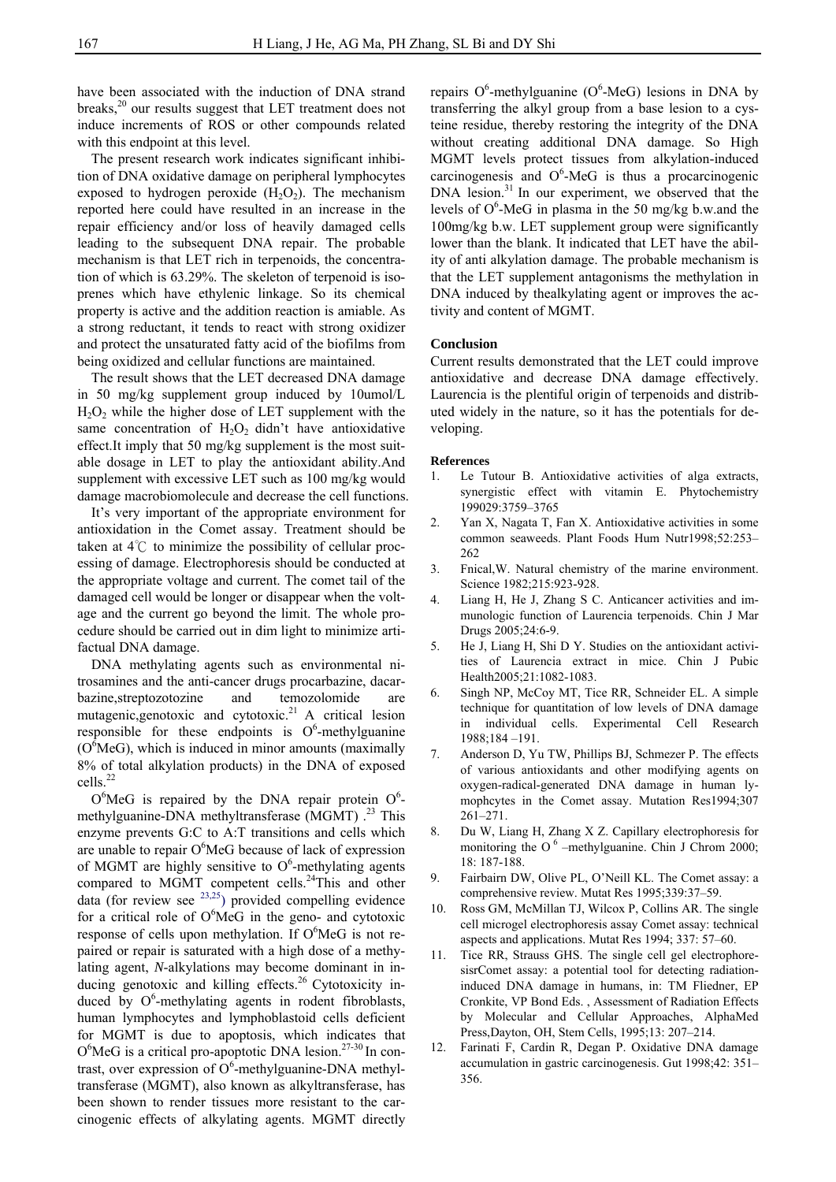have been associated with the induction of DNA strand breaks,[20] our results suggest that LET treatment does not induce increments of ROS or other compounds related with this endpoint at this level.

The present research work indicates significant inhibition of DNA oxidative damage on peripheral lymphocytes exposed to hydrogen peroxide ($H_2O_2$). The mechanism reported here could have resulted in an increase in the repair efficiency and/or loss of heavily damaged cells leading to the subsequent DNA repair. The probable mechanism is that LET rich in terpenoids, the concentration of which is 63.29%. The skeleton of terpenoid is isoprenes which have ethylenic linkage. So its chemical property is active and the addition reaction is amiable. As a strong reductant, it tends to react with strong oxidizer and protect the unsaturated fatty acid of the biofilms from being oxidized and cellular functions are maintained.

The result shows that the LET decreased DNA damage in 50 mg/kg supplement group induced by 10umol/L $H_2O_2$ while the higher dose of LET supplement with the same concentration of $H_2O_2$ didn't have antioxidative effect.It imply that 50 mg/kg supplement is the most suitable dosage in LET to play the antioxidant ability.And supplement with excessive LET such as 100 mg/kg would damage macrobiomolecule and decrease the cell functions.

It's very important of the appropriate environment for antioxidation in the Comet assay. Treatment should be taken at 4℃ to minimize the possibility of cellular processing of damage. Electrophoresis should be conducted at the appropriate voltage and current. The comet tail of the damaged cell would be longer or disappear when the voltage and the current go beyond the limit. The whole procedure should be carried out in dim light to minimize artifactual DNA damage.

DNA methylating agents such as environmental nitrosamines and the anti-cancer drugs procarbazine, dacarbazine,streptozotozine and temozolomide are mutagenic,genotoxic and cytotoxic.[21] A critical lesion responsible for these endpoints is $O^6$-methylguanine ($O^6$MeG), which is induced in minor amounts (maximally 8% of total alkylation products) in the DNA of exposed cells.[22]

$O^6$MeG is repaired by the DNA repair protein $O^6$-methylguanine-DNA methyltransferase (MGMT) .[23] This enzyme prevents G:C to A:T transitions and cells which are unable to repair $O^6$MeG because of lack of expression of MGMT are highly sensitive to $O^6$-methylating agents compared to MGMT competent cells.[24]This and other data (for review see [23,25]) provided compelling evidence for a critical role of $O^6$MeG in the geno- and cytotoxic response of cells upon methylation. If $O^6$MeG is not repaired or repair is saturated with a high dose of a methylating agent, *N*-alkylations may become dominant in inducing genotoxic and killing effects.[26] Cytotoxicity induced by $O^6$-methylating agents in rodent fibroblasts, human lymphocytes and lymphoblastoid cells deficient for MGMT is due to apoptosis, which indicates that $O^6$MeG is a critical pro-apoptotic DNA lesion.[27-30] In contrast, over expression of $O^6$-methylguanine-DNA methyltransferase (MGMT), also known as alkyltransferase, has been shown to render tissues more resistant to the carcinogenic effects of alkylating agents. MGMT directly repairs $O^6$-methylguanine ($O^6$-MeG) lesions in DNA by transferring the alkyl group from a base lesion to a cysteine residue, thereby restoring the integrity of the DNA without creating additional DNA damage. So High MGMT levels protect tissues from alkylation-induced carcinogenesis and $O^6$-MeG is thus a procarcinogenic DNA lesion.[31] In our experiment, we observed that the levels of $O^6$-MeG in plasma in the 50 mg/kg b.w.and the 100mg/kg b.w. LET supplement group were significantly lower than the blank. It indicated that LET have the ability of anti alkylation damage. The probable mechanism is that the LET supplement antagonisms the methylation in DNA induced by thealkylating agent or improves the activity and content of MGMT.

**Conclusion**

Current results demonstrated that the LET could improve antioxidative and decrease DNA damage effectively. Laurencia is the plentiful origin of terpenoids and distributed widely in the nature, so it has the potentials for developing.

**References**

1. Le Tutour B. Antioxidative activities of alga extracts, synergistic effect with vitamin E. Phytochemistry 199029:3759–3765
2. Yan X, Nagata T, Fan X. Antioxidative activities in some common seaweeds. Plant Foods Hum Nutr1998;52:253–262
3. Fnical,W. Natural chemistry of the marine environment. Science 1982;215:923-928.
4. Liang H, He J, Zhang S C. Anticancer activities and immunologic function of Laurencia terpenoids. Chin J Mar Drugs 2005;24:6-9.
5. He J, Liang H, Shi D Y. Studies on the antioxidant activities of Laurencia extract in mice. Chin J Pubic Health2005;21:1082-1083.
6. Singh NP, McCoy MT, Tice RR, Schneider EL. A simple technique for quantitation of low levels of DNA damage in individual cells. Experimental Cell Research 1988;184 –191.
7. Anderson D, Yu TW, Phillips BJ, Schmezer P. The effects of various antioxidants and other modifying agents on oxygen-radical-generated DNA damage in human lymophcytes in the Comet assay. Mutation Res1994;307 261–271.
8. Du W, Liang H, Zhang X Z. Capillary electrophoresis for monitoring the O [6] –methylguanine. Chin J Chrom 2000; 18: 187-188.
9. Fairbairn DW, Olive PL, O'Neill KL. The Comet assay: a comprehensive review. Mutat Res 1995;339:37–59.
10. Ross GM, McMillan TJ, Wilcox P, Collins AR. The single cell microgel electrophoresis assay Comet assay: technical aspects and applications. Mutat Res 1994; 337: 57–60.
11. Tice RR, Strauss GHS. The single cell gel electrophoresisrComet assay: a potential tool for detecting radiation-induced DNA damage in humans, in: TM Fliedner, EP Cronkite, VP Bond Eds. , Assessment of Radiation Effects by Molecular and Cellular Approaches, AlphaMed Press,Dayton, OH, Stem Cells, 1995;13: 207–214.
12. Farinati F, Cardin R, Degan P. Oxidative DNA damage accumulation in gastric carcinogenesis. Gut 1998;42: 351–356.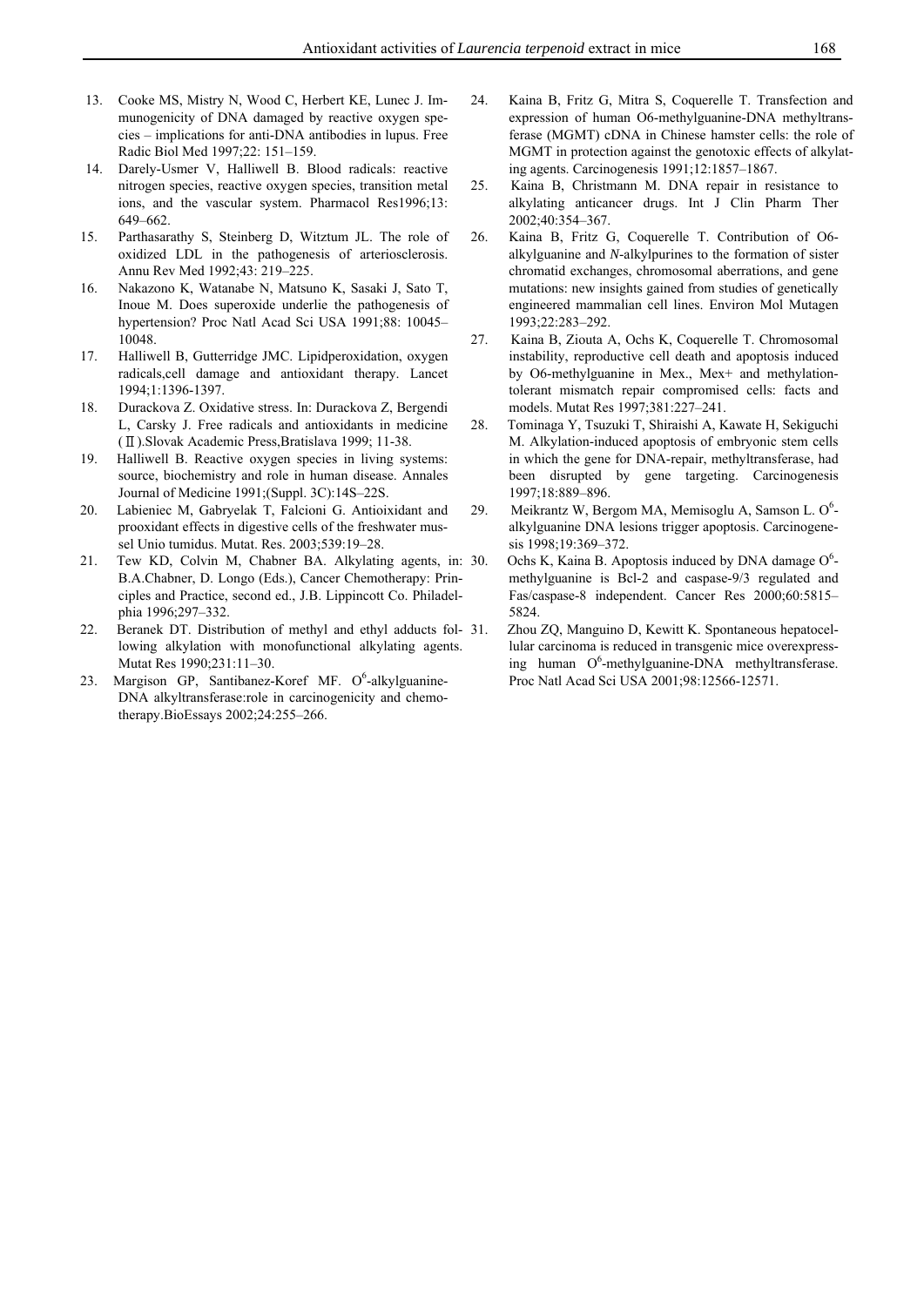13. Cooke MS, Mistry N, Wood C, Herbert KE, Lunec J. Immunogenicity of DNA damaged by reactive oxygen species – implications for anti-DNA antibodies in lupus. Free Radic Biol Med 1997;22: 151–159.
14. Darely-Usmer V, Halliwell B. Blood radicals: reactive nitrogen species, reactive oxygen species, transition metal ions, and the vascular system. Pharmacol Res1996;13: 649–662.
15. Parthasarathy S, Steinberg D, Witztum JL. The role of oxidized LDL in the pathogenesis of arteriosclerosis. Annu Rev Med 1992;43: 219–225.
16. Nakazono K, Watanabe N, Matsuno K, Sasaki J, Sato T, Inoue M. Does superoxide underlie the pathogenesis of hypertension? Proc Natl Acad Sci USA 1991;88: 10045–10048.
17. Halliwell B, Gutterridge JMC. Lipidperoxidation, oxygen radicals,cell damage and antioxidant therapy. Lancet 1994;1:1396-1397.
18. Durackova Z. Oxidative stress. In: Durackova Z, Bergendi L, Carsky J. Free radicals and antioxidants in medicine (Ⅱ).Slovak Academic Press,Bratislava 1999; 11-38.
19. Halliwell B. Reactive oxygen species in living systems: source, biochemistry and role in human disease. Annales Journal of Medicine 1991;(Suppl. 3C):14S–22S.
20. Labieniec M, Gabryelak T, Falcioni G. Antioixidant and prooxidant effects in digestive cells of the freshwater mussel Unio tumidus. Mutat. Res. 2003;539:19–28.
21. Tew KD, Colvin M, Chabner BA. Alkylating agents, in: B.A.Chabner, D. Longo (Eds.), Cancer Chemotherapy: Principles and Practice, second ed., J.B. Lippincott Co. Philadelphia 1996;297–332.
22. Beranek DT. Distribution of methyl and ethyl adducts following alkylation with monofunctional alkylating agents. Mutat Res 1990;231:11–30.
23. Margison GP, Santibanez-Koref MF. $O^6$-alkylguanine-DNA alkyltransferase:role in carcinogenicity and chemotherapy.BioEssays 2002;24:255–266.
24. Kaina B, Fritz G, Mitra S, Coquerelle T. Transfection and expression of human O6-methylguanine-DNA methyltransferase (MGMT) cDNA in Chinese hamster cells: the role of MGMT in protection against the genotoxic effects of alkylating agents. Carcinogenesis 1991;12:1857–1867.
25. Kaina B, Christmann M. DNA repair in resistance to alkylating anticancer drugs. Int J Clin Pharm Ther 2002;40:354–367.
26. Kaina B, Fritz G, Coquerelle T. Contribution of O6-alkylguanine and *N*-alkylpurines to the formation of sister chromatid exchanges, chromosomal aberrations, and gene mutations: new insights gained from studies of genetically engineered mammalian cell lines. Environ Mol Mutagen 1993;22:283–292.
27. Kaina B, Ziouta A, Ochs K, Coquerelle T. Chromosomal instability, reproductive cell death and apoptosis induced by O6-methylguanine in Mex., Mex+ and methylation-tolerant mismatch repair compromised cells: facts and models. Mutat Res 1997;381:227–241.
28. Tominaga Y, Tsuzuki T, Shiraishi A, Kawate H, Sekiguchi M. Alkylation-induced apoptosis of embryonic stem cells in which the gene for DNA-repair, methyltransferase, had been disrupted by gene targeting. Carcinogenesis 1997;18:889–896.
29. Meikrantz W, Bergom MA, Memisoglu A, Samson L. $O^6$-alkylguanine DNA lesions trigger apoptosis. Carcinogenesis 1998;19:369–372.
30. Ochs K, Kaina B. Apoptosis induced by DNA damage $O^6$-methylguanine is Bcl-2 and caspase-9/3 regulated and Fas/caspase-8 independent. Cancer Res 2000;60:5815–5824.
31. Zhou ZQ, Manguino D, Kewitt K. Spontaneous hepatocellular carcinoma is reduced in transgenic mice overexpressing human $O^6$-methylguanine-DNA methyltransferase. Proc Natl Acad Sci USA 2001;98:12566-12571.